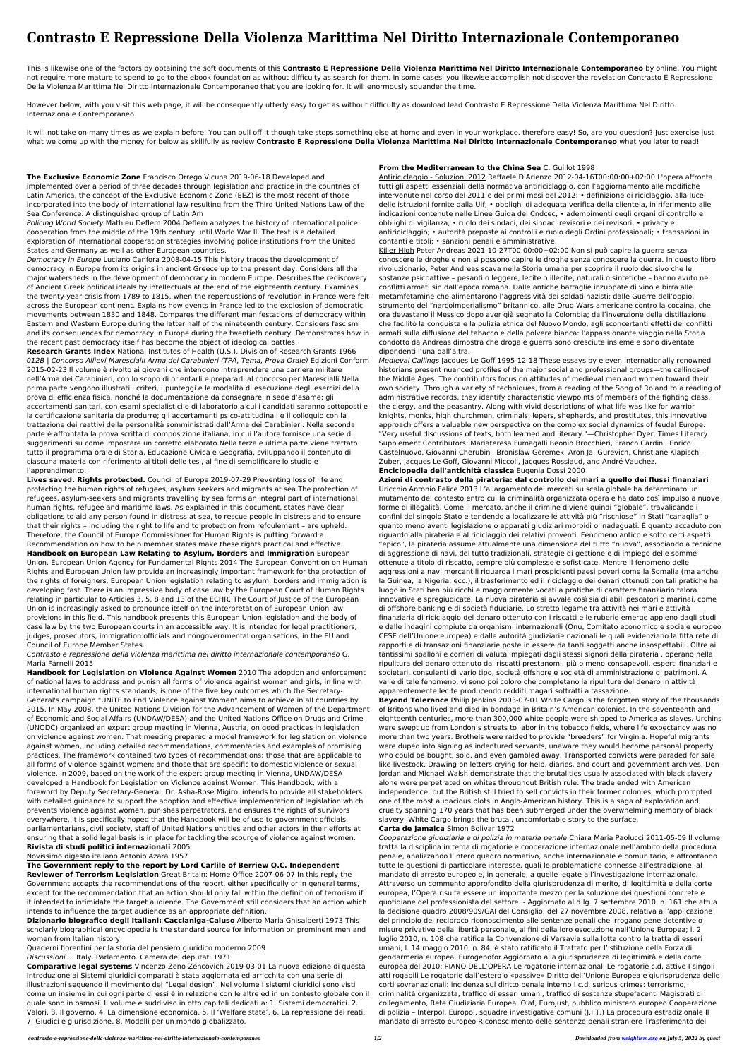# Contrasto E Repressione Della Violenza Marittima Nel Diritto Internazionale Contemporaneo

This is likewise one of the factors by obtaining the soft documents of this **Contrasto E Repressione Della Violenza Marittima Nel Diritto Internazionale Contemporaneo** by online. You might not require more mature to spend to go to the ebook foundation as without difficulty as search for them. In some cases, you likewise accomplish not discover the revelation Contrasto E Repressione Della Violenza Marittima Nel Diritto Internazionale Contemporaneo that you are looking for. It will enormously squander the time.

However below, with you visit this web page, it will be consequently utterly easy to get as without difficulty as download lead Contrasto E Repressione Della Violenza Marittima Nel Diritto Internazionale Contemporaneo

It will not take on many times as we explain before. You can pull off it though take steps something else at home and even in your workplace. therefore easy! So, are you question? Just exercise just what we come up with the money for below as skillfully as review **Contrasto E Repressione Della Violenza Marittima Nel Diritto Internazionale Contemporaneo** what you later to read!

**The Exclusive Economic Zone** Francisco Orrego Vicuna 2019-06-18 Developed and implemented over a period of three decades through legislation and practice in the countries of Latin America, the concept of the Exclusive Economic Zone (EEZ) is the most recent of those incorporated into the body of international law resulting from the Third United Nations Law of the Sea Conference. A distinguished group of Latin Am

*Policing World Society* Mathieu Deflem 2004 Deflem analyzes the history of international police cooperation from the middle of the 19th century until World War II. The text is a detailed exploration of international cooperation strategies involving police institutions from the United States and Germany as well as other European countries.

*Democracy in Europe* Luciano Canfora 2008-04-15 This history traces the development of democracy in Europe from its origins in ancient Greece up to the present day. Considers all the major watersheds in the development of democracy in modern Europe. Describes the rediscovery of Ancient Greek political ideals by intellectuals at the end of the eighteenth century. Examines the twenty-year crisis from 1789 to 1815, when the repercussions of revolution in France were felt across the European continent. Explains how events in France led to the explosion of democratic movements between 1830 and 1848. Compares the different manifestations of democracy within Eastern and Western Europe during the latter half of the nineteenth century. Considers fascism and its consequences for democracy in Europe during the twentieth century. Demonstrates how in the recent past democracy itself has become the object of ideological battles.

**Research Grants Index** National Institutes of Health (U.S.). Division of Research Grants 1966

*012B | Concorso Allievi Marescialli Arma dei Carabinieri (TPA, Tema, Prova Orale)* Edizioni Conform 2015-02-23 Il volume è rivolto ai giovani che intendono intraprendere una carriera militare nell'Arma dei Carabinieri, con lo scopo di orientarli e prepararli al concorso per Marescialli.Nella prima parte vengono illustrati i criteri, i punteggi e le modalità di esecuzione degli esercizi della prova di efficienza fisica, nonché la documentazione da consegnare in sede d'esame; gli accertamenti sanitari, con esami specialistici e di laboratorio a cui i candidati saranno sottoposti e la certificazione sanitaria da produrre; gli accertamenti psico-attitudinali e il colloquio con la trattazione dei reattivi della personalità somministrati dall'Arma dei Carabinieri. Nella seconda parte è affrontata la prova scritta di composizione italiana, in cui l'autore fornisce una serie di suggerimenti su come impostare un corretto elaborato.Nella terza e ultima parte viene trattato tutto il programma orale di Storia, Educazione Civica e Geografia, sviluppando il contenuto di ciascuna materia con riferimento ai titoli delle tesi, al fine di semplificare lo studio e l'apprendimento.

**Lives saved. Rights protected.** Council of Europe 2019-07-29 Preventing loss of life and protecting the human rights of refugees, asylum seekers and migrants at sea The protection of refugees, asylum-seekers and migrants travelling by sea forms an integral part of international human rights, refugee and maritime laws. As explained in this document, states have clear obligations to aid any person found in distress at sea, to rescue people in distress and to ensure that their rights – including the right to life and to protection from refoulement – are upheld. Therefore, the Council of Europe Commissioner for Human Rights is putting forward a Recommendation on how to help member states make these rights practical and effective.

**Handbook on European Law Relating to Asylum, Borders and Immigration** European Union. European Union Agency for Fundamental Rights 2014 The European Convention on Human Rights and European Union law provide an increasingly important framework for the protection of the rights of foreigners. European Union legislation relating to asylum, borders and immigration is developing fast. There is an impressive body of case law by the European Court of Human Rights relating in particular to Articles 3, 5, 8 and 13 of the ECHR. The Court of Justice of the European Union is increasingly asked to pronounce itself on the interpretation of European Union law provisions in this field. This handbook presents this European Union legislation and the body of case law by the two European courts in an accessible way. It is intended for legal practitioners, judges, prosecutors, immigration officials and nongovernmental organisations, in the EU and Council of Europe Member States.

*Contrasto e repressione della violenza marittima nel diritto internazionale contemporaneo* G. Maria Farnelli 2015

**Handbook for Legislation on Violence Against Women** 2010 The adoption and enforcement of national laws to address and punish all forms of violence against women and girls, in line with international human rights standards, is one of the five key outcomes which the Secretary-General's campaign "UNiTE to End Violence against Women" aims to achieve in all countries by 2015. In May 2008, the United Nations Division for the Advancement of Women of the Department of Economic and Social Affairs (UNDAW/DESA) and the United Nations Office on Drugs and Crime (UNODC) organized an expert group meeting in Vienna, Austria, on good practices in legislation on violence against women. That meeting prepared a model framework for legislation on violence against women, including detailed recommendations, commentaries and examples of promising practices. The framework contained two types of recommendations: those that are applicable to all forms of violence against women; and those that are specific to domestic violence or sexual violence. In 2009, based on the work of the expert group meeting in Vienna, UNDAW/DESA developed a Handbook for Legislation on Violence against Women. This Handbook, with a foreword by Deputy Secretary-General, Dr. Asha-Rose Migiro, intends to provide all stakeholders with detailed guidance to support the adoption and effective implementation of legislation which prevents violence against women, punishes perpetrators, and ensures the rights of survivors everywhere. It is specifically hoped that the Handbook will be of use to government officials, parliamentarians, civil society, staff of United Nations entities and other actors in their efforts at ensuring that a solid legal basis is in place for tackling the scourge of violence against women.

**Rivista di studi politici internazionali** 2005

Novissimo digesto italiano Antonio Azara 1957

**The Government reply to the report by Lord Carlile of Berriew Q.C. Independent Reviewer of Terrorism Legislation** Great Britain: Home Office 2007-06-07 In this reply the Government accepts the recommendations of the report, either specifically or in general terms, except for the recommendation that an action should only fall within the definition of terrorism if it intended to intimidate the target audience. The Government still considers that an action which intends to influence the target audience as an appropriate definition.

**Dizionario biografico degli Italiani: Caccianiga-Caluso** Alberto Maria Ghisalberti 1973 This scholarly biographical encyclopedia is the standard source for information on prominent men and women from Italian history.

Quaderni fiorentini per la storia del pensiero giuridico moderno 2009

*Discussioni ...* Italy. Parlamento. Camera dei deputati 1971

**Comparative legal systems** Vincenzo Zeno-Zencovich 2019-03-01 La nuova edizione di questa Introduzione ai Sistemi giuridici comparati è stata aggiornata ed arricchita con una serie di illustrazioni seguendo il movimento del "Legal design". Nel volume i sistemi giuridici sono visti come un insieme in cui ogni parte di essi è in relazione con le altre ed in un contesto globale con il quale sono in osmosi. Il volume è suddiviso in otto capitoli dedicati a: 1. Sistemi democratici. 2. Valori. 3. Il governo. 4. La dimensione economica. 5. Il 'Welfare state'. 6. La repressione dei reati. 7. Giudici e giurisdizione. 8. Modelli per un mondo globalizzato.

**From the Mediterranean to the China Sea** C. Guillot 1998

Antiriciclaggio - Soluzioni 2012 Raffaele D'Arienzo 2012-04-16T00:00:00+02:00 L'opera affronta tutti gli aspetti essenziali della normativa antiriciclaggio, con l'aggiornamento alle modifiche intervenute nel corso del 2011 e dei primi mesi del 2012: • definizione di riciclaggio, alla luce delle istruzioni fornite dalla Uif; • obblighi di adeguata verifica della clientela, in riferimento alle indicazioni contenute nelle Linee Guida del Cndcec; • adempimenti degli organi di controllo e obblighi di vigilanza; • ruolo dei sindaci, dei sindaci revisori e dei revisori; • privacy e antiriciclaggio; • autorità preposte ai controlli e ruolo degli Ordini professionali; • transazioni in contanti e titoli; • sanzioni penali e amministrative.

Killer High Peter Andreas 2021-10-27T00:00:00+02:00 Non si può capire la guerra senza conoscere le droghe e non si possono capire le droghe senza conoscere la guerra. In questo libro rivoluzionario, Peter Andreas scava nella Storia umana per scoprire il ruolo decisivo che le sostanze psicoattive – pesanti o leggere, lecite o illecite, naturali o sintetiche – hanno avuto nei conflitti armati sin dall'epoca romana. Dalle antiche battaglie inzuppate di vino e birra alle metamfetamine che alimentarono l'aggressività dei soldati nazisti; dalle Guerre dell'oppio, strumento del "narcoimperialismo" britannico, alle Drug Wars americane contro la cocaina, che ora devastano il Messico dopo aver già segnato la Colombia; dall'invenzione della distillazione, che facilitò la conquista e la pulizia etnica del Nuovo Mondo, agli sconcertanti effetti dei conflitti armati sulla diffusione del tabacco e della polvere bianca: l'appassionante viaggio nella Storia condotto da Andreas dimostra che droga e guerra sono cresciute insieme e sono diventate dipendenti l'una dall'altra.

*Medieval Callings* Jacques Le Goff 1995-12-18 These essays by eleven internationally renowned historians present nuanced profiles of the major social and professional groups—the callings-of the Middle Ages. The contributors focus on attitudes of medieval men and women toward their own society. Through a variety of techniques, from a reading of the Song of Roland to a reading of administrative records, they identify characteristic viewpoints of members of the fighting class, the clergy, and the peasantry. Along with vivid descriptions of what life was like for warrior knights, monks, high churchmen, criminals, lepers, shepherds, and prostitutes, this innovative approach offers a valuable new perspective on the complex social dynamics of feudal Europe. "Very useful discussions of texts, both learned and literary."—Christopher Dyer, Times Literary Supplement Contributors: Mariateresa Fumagalli Beonio Brocchieri, Franco Cardini, Enrico Castelnuovo, Giovanni Cherubini, Bronislaw Geremek, Aron Ja. Gurevich, Christiane Klapisch-Zuber, Jacques Le Goff, Giovanni Miccoli, Jacques Rossiaud, and André Vauchez.

**Enciclopedia dell'antichità classica** Eugenia Dossi 2000

**Azioni di contrasto della pirateria: dal controllo dei mari a quello dei flussi finanziari** Uricchio Antonio Felice 2013 L'allargamento dei mercati su scala globale ha determinato un mutamento del contesto entro cui la criminalità organizzata opera e ha dato così impulso a nuove forme di illegalità. Come il mercato, anche il crimine diviene quindi "globale", travalicando i confini del singolo Stato e tendendo a localizzare le attività più "rischiose" in Stati "canaglia" o quanto meno aventi legislazione o apparati giudiziari morbidi o inadeguati. È quanto accaduto con riguardo alla pirateria e al riciclaggio dei relativi proventi. Fenomeno antico e sotto certi aspetti "epico", la pirateria assume attualmente una dimensione del tutto "nuova", associando a tecniche di aggressione di navi, del tutto tradizionali, strategie di gestione e di impiego delle somme ottenute a titolo di riscatto, sempre più complesse e sofisticate. Mentre il fenomeno delle aggressioni a navi mercantili riguarda i mari prospicienti paesi poveri come la Somalia (ma anche la Guinea, la Nigeria, ecc.), il trasferimento ed il riciclaggio dei denari ottenuti con tali pratiche ha luogo in Stati ben più ricchi e maggiormente vocati a pratiche di carattere finanziario talora innovative e spregiudicate. La nuova pirateria si avvale così sia di abili pescatori o marinai, come di offshore banking e di società fiduciarie. Lo stretto legame tra attività nei mari e attività finanziaria di riciclaggio del denaro ottenuto con i riscatti e le ruberie emerge appieno dagli studi e dalle indagini compiute da organismi internazionali (Onu, Comitato economico e sociale europeo CESE dell'Unione europea) e dalle autorità giudiziarie nazionali le quali evidenziano la fitta rete di rapporti e di transazioni finanziarie poste in essere da tanti soggetti anche insospettabili. Oltre ai tantissimi spalloni e corrieri di valuta impiegati dagli stessi signori della pirateria , operano nella ripulitura del denaro ottenuto dai riscatti prestanomi, più o meno consapevoli, esperti finanziari e societari, consulenti di vario tipo, società offshore e società di amministrazione di patrimoni. A valle di tale fenomeno, vi sono poi coloro che completano la ripulitura del denaro in attività apparentemente lecite producendo redditi magari sottratti a tassazione.

**Beyond Tolerance** Philip Jenkins 2003-07-01 White Cargo is the forgotten story of the thousands of Britons who lived and died in bondage in Britain's American colonies. In the seventeenth and eighteenth centuries, more than 300,000 white people were shipped to America as slaves. Urchins were swept up from London's streets to labor in the tobacco fields, where life expectancy was no more than two years. Brothels were raided to provide "breeders" for Virginia. Hopeful migrants were duped into signing as indentured servants, unaware they would become personal property who could be bought, sold, and even gambled away. Transported convicts were paraded for sale like livestock. Drawing on letters crying for help, diaries, and court and government archives, Don Jordan and Michael Walsh demonstrate that the brutalities usually associated with black slavery alone were perpetrated on whites throughout British rule. The trade ended with American independence, but the British still tried to sell convicts in their former colonies, which prompted one of the most audacious plots in Anglo-American history. This is a saga of exploration and cruelty spanning 170 years that has been submerged under the overwhelming memory of black slavery. White Cargo brings the brutal, uncomfortable story to the surface.

**Carta de Jamaica** Simon Bolivar 1972

*Cooperazione giudiziaria e di polizia in materia penale* Chiara Maria Paolucci 2011-05-09 Il volume tratta la disciplina in tema di rogatorie e cooperazione internazionale nell'ambito della procedura penale, analizzando l'intero quadro normativo, anche internazionale e comunitario, e affrontando tutte le questioni di particolare interesse, quali le problematiche connesse all'estradizione, al mandato di arresto europeo e, in generale, a quelle legate all'investigazione internazionale. Attraverso un commento approfondito della giurisprudenza di merito, di legittimità e della corte europea, l'Opera risulta essere un importante mezzo per la soluzione dei questioni concrete e quotidiane del professionista del settore. - Aggiornato al d.lg. 7 settembre 2010, n. 161 che attua la decisione quadro 2008/909/GAI del Consiglio, del 27 novembre 2008, relativa all'applicazione del principio del reciproco riconoscimento alle sentenze penali che irrogano pene detentive o misure privative della libertà personale, ai fini della loro esecuzione nell'Unione Europea; l. 2 luglio 2010, n. 108 che ratifica la Convenzione di Varsavia sulla lotta contro la tratta di esseri umani; l. 14 maggio 2010, n. 84, è stato ratificato il Trattato per l'istituzione della Forza di gendarmeria europea, Eurogendfor Aggiornato alla giurisprudenza di legittimità e della corte europea del 2010; PIANO DELL'OPERA Le rogatorie internazionali Le rogatorie c.d. attive I singoli atti rogabili Le rogatorie dall'estero o «passive» Diritto dell'Unione Europea e giurisprudenza delle corti sovranazionali: incidenza sul diritto penale interno I c.d. serious crimes: terrorismo, criminalità organizzata, traffico di esseri umani, traffico di sostanze stupefacenti Magistrati di collegamento, Rete Giudiziaria Europea, Olaf, Eurojust, pubblico ministero europeo Cooperazione di polizia – Interpol, Europol, squadre investigative comuni (J.I.T.) La procedura estradizionale Il mandato di arresto europeo Riconoscimento delle sentenze penali straniere Trasferimento dei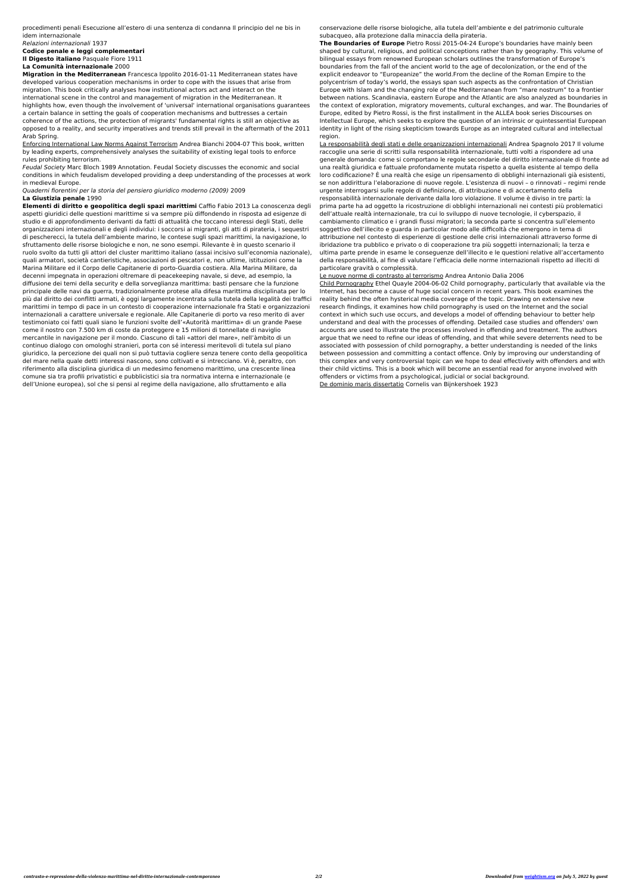procedimenti penali Esecuzione all'estero di una sentenza di condanna Il principio del ne bis in idem internazionale

*Relazioni internazionali* 1937

**Codice penale e leggi complementari**

**Il Digesto italiano** Pasquale Fiore 1911

**La Comunità internazionale** 2000

**Migration in the Mediterranean** Francesca Ippolito 2016-01-11 Mediterranean states have developed various cooperation mechanisms in order to cope with the issues that arise from migration. This book critically analyses how institutional actors act and interact on the international scene in the control and management of migration in the Mediterranean. It highlights how, even though the involvement of 'universal' international organisations guarantees a certain balance in setting the goals of cooperation mechanisms and buttresses a certain coherence of the actions, the protection of migrants' fundamental rights is still an objective as opposed to a reality, and security imperatives and trends still prevail in the aftermath of the 2011 Arab Spring.

Enforcing International Law Norms Against Terrorism Andrea Bianchi 2004-07 This book, written by leading experts, comprehensively analyses the suitability of existing legal tools to enforce rules prohibiting terrorism.

*Feudal Society* Marc Bloch 1989 Annotation. Feudal Society discusses the economic and social conditions in which feudalism developed providing a deep understanding of the processes at work in medieval Europe.

*Quaderni fiorentini per la storia del pensiero giuridico moderno (2009)* 2009

**La Giustizia penale** 1990

**Elementi di diritto e geopolitica degli spazi marittimi** Caffio Fabio 2013 La conoscenza degli aspetti giuridici delle questioni marittime si va sempre più diffondendo in risposta ad esigenze di studio e di approfondimento derivanti da fatti di attualità che toccano interessi degli Stati, delle organizzazioni internazionali e degli individui: i soccorsi ai migranti, gli atti di pirateria, i sequestri di pescherecci, la tutela dell'ambiente marino, le contese sugli spazi marittimi, la navigazione, lo sfruttamento delle risorse biologiche e non, ne sono esempi. Rilevante è in questo scenario il ruolo svolto da tutti gli attori del cluster marittimo italiano (assai incisivo sull'economia nazionale), quali armatori, società cantieristiche, associazioni di pescatori e, non ultime, istituzioni come la Marina Militare ed il Corpo delle Capitanerie di porto-Guardia costiera. Alla Marina Militare, da decenni impegnata in operazioni oltremare di peacekeeping navale, si deve, ad esempio, la diffusione dei temi della security e della sorveglianza marittima: basti pensare che la funzione principale delle navi da guerra, tradizionalmente protese alla difesa marittima disciplinata per lo più dal diritto dei conflitti armati, è oggi largamente incentrata sulla tutela della legalità dei traffici marittimi in tempo di pace in un contesto di cooperazione internazionale fra Stati e organizzazioni internazionali a carattere universale e regionale. Alle Capitanerie di porto va reso merito di aver testimoniato coi fatti quali siano le funzioni svolte dell'«Autorità marittima» di un grande Paese come il nostro con 7.500 km di coste da proteggere e 15 milioni di tonnellate di naviglio mercantile in navigazione per il mondo. Ciascuno di tali «attori del mare», nell'àmbito di un continuo dialogo con omologhi stranieri, porta con sé interessi meritevoli di tutela sul piano giuridico, la percezione dei quali non si può tuttavia cogliere senza tenere conto della geopolitica del mare nella quale detti interessi nascono, sono coltivati e si intrecciano. Vi è, peraltro, con riferimento alla disciplina giuridica di un medesimo fenomeno marittimo, una crescente linea comune sia tra profili privatistici e pubblicistici sia tra normativa interna e internazionale (e dell'Unione europea), sol che si pensi al regime della navigazione, allo sfruttamento e alla conservazione delle risorse biologiche, alla tutela dell'ambiente e del patrimonio culturale subacqueo, alla protezione dalla minaccia della pirateria.

**The Boundaries of Europe** Pietro Rossi 2015-04-24 Europe's boundaries have mainly been shaped by cultural, religious, and political conceptions rather than by geography. This volume of bilingual essays from renowned European scholars outlines the transformation of Europe's boundaries from the fall of the ancient world to the age of decolonization, or the end of the explicit endeavor to "Europeanize" the world.From the decline of the Roman Empire to the polycentrism of today's world, the essays span such aspects as the confrontation of Christian Europe with Islam and the changing role of the Mediterranean from "mare nostrum" to a frontier between nations. Scandinavia, eastern Europe and the Atlantic are also analyzed as boundaries in the context of exploration, migratory movements, cultural exchanges, and war. The Boundaries of Europe, edited by Pietro Rossi, is the first installment in the ALLEA book series Discourses on Intellectual Europe, which seeks to explore the question of an intrinsic or quintessential European identity in light of the rising skepticism towards Europe as an integrated cultural and intellectual region.

La responsabilità degli stati e delle organizzazioni internazionali Andrea Spagnolo 2017 Il volume raccoglie una serie di scritti sulla responsabilità internazionale, tutti volti a rispondere ad una generale domanda: come si comportano le regole secondarie del diritto internazionale di fronte ad una realtà giuridica e fattuale profondamente mutata rispetto a quella esistente al tempo della loro codificazione? È una realtà che esige un ripensamento di obblighi internazionali già esistenti, se non addirittura l'elaborazione di nuove regole. L'esistenza di nuovi – o rinnovati – regimi rende urgente interrogarsi sulle regole di definizione, di attribuzione e di accertamento della responsabilità internazionale derivante dalla loro violazione. Il volume è diviso in tre parti: la prima parte ha ad oggetto la ricostruzione di obblighi internazionali nei contesti più problematici dell'attuale realtà internazionale, tra cui lo sviluppo di nuove tecnologie, il cyberspazio, il cambiamento climatico e i grandi flussi migratori; la seconda parte si concentra sull'elemento soggettivo dell'illecito e guarda in particolar modo alle difficoltà che emergono in tema di attribuzione nel contesto di esperienze di gestione delle crisi internazionali attraverso forme di ibridazione tra pubblico e privato o di cooperazione tra più soggetti internazionali; la terza e ultima parte prende in esame le conseguenze dell'illecito e le questioni relative all'accertamento della responsabilità, al fine di valutare l'efficacia delle norme internazionali rispetto ad illeciti di particolare gravità o complessità.

Le nuove norme di contrasto al terrorismo Andrea Antonio Dalia 2006

Child Pornography Ethel Quayle 2004-06-02 Child pornography, particularly that available via the Internet, has become a cause of huge social concern in recent years. This book examines the reality behind the often hysterical media coverage of the topic. Drawing on extensive new research findings, it examines how child pornography is used on the Internet and the social context in which such use occurs, and develops a model of offending behaviour to better help understand and deal with the processes of offending. Detailed case studies and offenders' own accounts are used to illustrate the processes involved in offending and treatment. The authors argue that we need to refine our ideas of offending, and that while severe deterrents need to be associated with possession of child pornography, a better understanding is needed of the links between possession and committing a contact offence. Only by improving our understanding of this complex and very controversial topic can we hope to deal effectively with offenders and with their child victims. This is a book which will become an essential read for anyone involved with offenders or victims from a psychological, judicial or social background.

De dominio maris dissertatio Cornelis van Bijnkershoek 1923